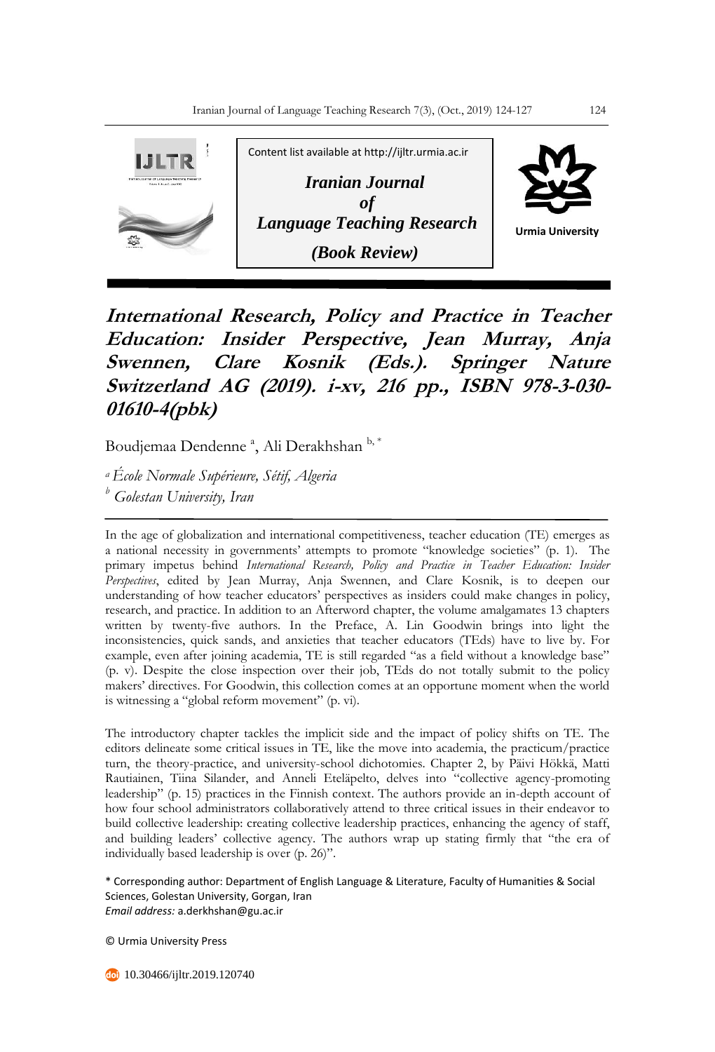Content list available at http://ijltr.urmia.ac.ir

*Iranian Journal of Language Teaching Research*

***(Book Review)***

Urmia University

# International Research, Policy and Practice in Teacher Education: Insider Perspective, Jean Murray, Anja Swennen, Clare Kosnik (Eds.). Springer Nature Switzerland AG (2019). i-xv, 216 pp., ISBN 978-3-030-01610-4(pbk)

Boudjemaa Dendenne [a], Ali Derakhshan [b, *]

[a] *École Normale Supérieure, Sétif, Algeria*
[b] *Golestan University, Iran*

In the age of globalization and international competitiveness, teacher education (TE) emerges as a national necessity in governments' attempts to promote "knowledge societies" (p. 1). The primary impetus behind *International Research, Policy and Practice in Teacher Education: Insider Perspectives*, edited by Jean Murray, Anja Swennen, and Clare Kosnik, is to deepen our understanding of how teacher educators' perspectives as insiders could make changes in policy, research, and practice. In addition to an Afterword chapter, the volume amalgamates 13 chapters written by twenty-five authors. In the Preface, A. Lin Goodwin brings into light the inconsistencies, quick sands, and anxieties that teacher educators (TEds) have to live by. For example, even after joining academia, TE is still regarded "as a field without a knowledge base" (p. v). Despite the close inspection over their job, TEds do not totally submit to the policy makers' directives. For Goodwin, this collection comes at an opportune moment when the world is witnessing a "global reform movement" (p. vi).

The introductory chapter tackles the implicit side and the impact of policy shifts on TE. The editors delineate some critical issues in TE, like the move into academia, the practicum/practice turn, the theory-practice, and university-school dichotomies. Chapter 2, by Päivi Hökkä, Matti Rautiainen, Tiina Silander, and Anneli Eteläpelto, delves into "collective agency-promoting leadership" (p. 15) practices in the Finnish context. The authors provide an in-depth account of how four school administrators collaboratively attend to three critical issues in their endeavor to build collective leadership: creating collective leadership practices, enhancing the agency of staff, and building leaders' collective agency. The authors wrap up stating firmly that "the era of individually based leadership is over (p. 26)".

\* Corresponding author: Department of English Language & Literature, Faculty of Humanities & Social Sciences, Golestan University, Gorgan, Iran
*Email address:* a.derkhshan@gu.ac.ir

© Urmia University Press

10.30466/ijltr.2019.120740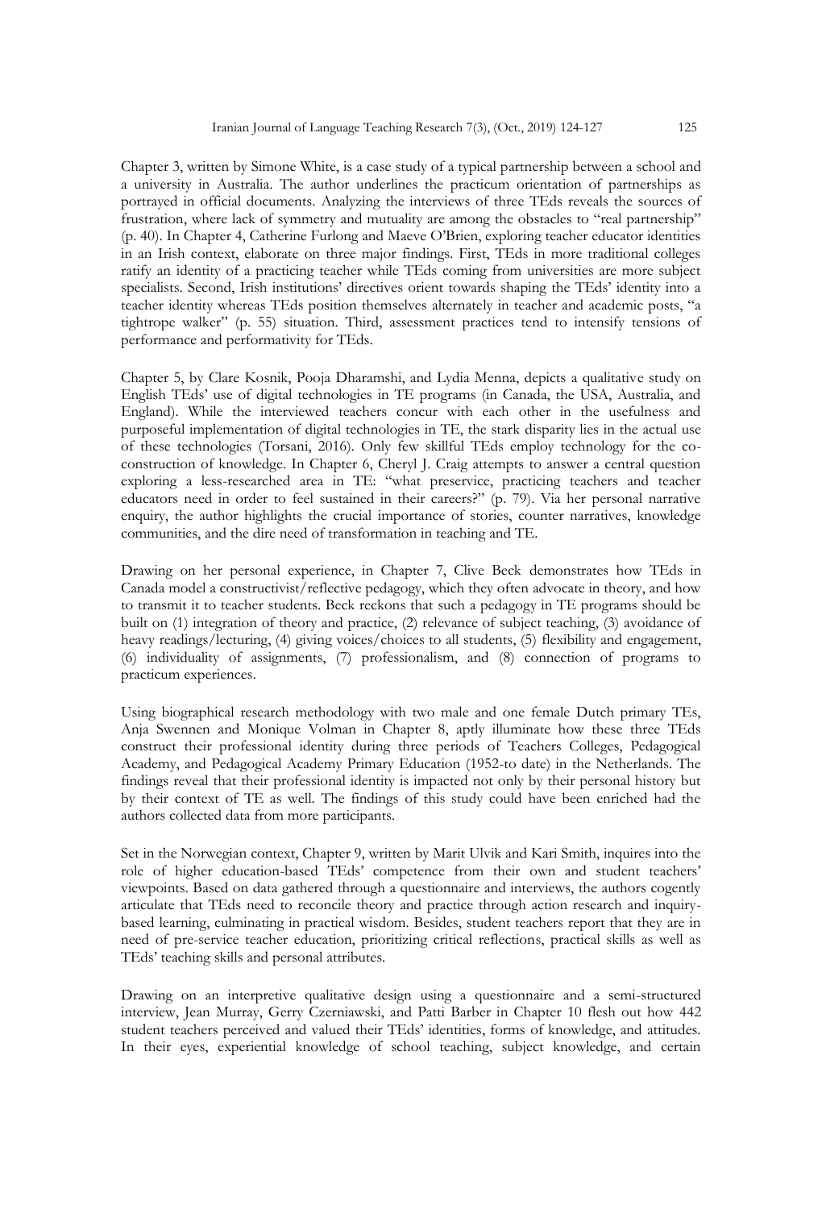Chapter 3, written by Simone White, is a case study of a typical partnership between a school and a university in Australia. The author underlines the practicum orientation of partnerships as portrayed in official documents. Analyzing the interviews of three TEds reveals the sources of frustration, where lack of symmetry and mutuality are among the obstacles to "real partnership" (p. 40). In Chapter 4, Catherine Furlong and Maeve O'Brien, exploring teacher educator identities in an Irish context, elaborate on three major findings. First, TEds in more traditional colleges ratify an identity of a practicing teacher while TEds coming from universities are more subject specialists. Second, Irish institutions' directives orient towards shaping the TEds' identity into a teacher identity whereas TEds position themselves alternately in teacher and academic posts, "a tightrope walker" (p. 55) situation. Third, assessment practices tend to intensify tensions of performance and performativity for TEds.

Chapter 5, by Clare Kosnik, Pooja Dharamshi, and Lydia Menna, depicts a qualitative study on English TEds' use of digital technologies in TE programs (in Canada, the USA, Australia, and England). While the interviewed teachers concur with each other in the usefulness and purposeful implementation of digital technologies in TE, the stark disparity lies in the actual use of these technologies (Torsani, 2016). Only few skillful TEds employ technology for the co-construction of knowledge. In Chapter 6, Cheryl J. Craig attempts to answer a central question exploring a less-researched area in TE: "what preservice, practicing teachers and teacher educators need in order to feel sustained in their careers?" (p. 79). Via her personal narrative enquiry, the author highlights the crucial importance of stories, counter narratives, knowledge communities, and the dire need of transformation in teaching and TE.

Drawing on her personal experience, in Chapter 7, Clive Beck demonstrates how TEds in Canada model a constructivist/reflective pedagogy, which they often advocate in theory, and how to transmit it to teacher students. Beck reckons that such a pedagogy in TE programs should be built on (1) integration of theory and practice, (2) relevance of subject teaching, (3) avoidance of heavy readings/lecturing, (4) giving voices/choices to all students, (5) flexibility and engagement, (6) individuality of assignments, (7) professionalism, and (8) connection of programs to practicum experiences.

Using biographical research methodology with two male and one female Dutch primary TEs, Anja Swennen and Monique Volman in Chapter 8, aptly illuminate how these three TEds construct their professional identity during three periods of Teachers Colleges, Pedagogical Academy, and Pedagogical Academy Primary Education (1952-to date) in the Netherlands. The findings reveal that their professional identity is impacted not only by their personal history but by their context of TE as well. The findings of this study could have been enriched had the authors collected data from more participants.

Set in the Norwegian context, Chapter 9, written by Marit Ulvik and Kari Smith, inquires into the role of higher education-based TEds' competence from their own and student teachers' viewpoints. Based on data gathered through a questionnaire and interviews, the authors cogently articulate that TEds need to reconcile theory and practice through action research and inquiry-based learning, culminating in practical wisdom. Besides, student teachers report that they are in need of pre-service teacher education, prioritizing critical reflections, practical skills as well as TEds' teaching skills and personal attributes.

Drawing on an interpretive qualitative design using a questionnaire and a semi-structured interview, Jean Murray, Gerry Czerniawski, and Patti Barber in Chapter 10 flesh out how 442 student teachers perceived and valued their TEds' identities, forms of knowledge, and attitudes. In their eyes, experiential knowledge of school teaching, subject knowledge, and certain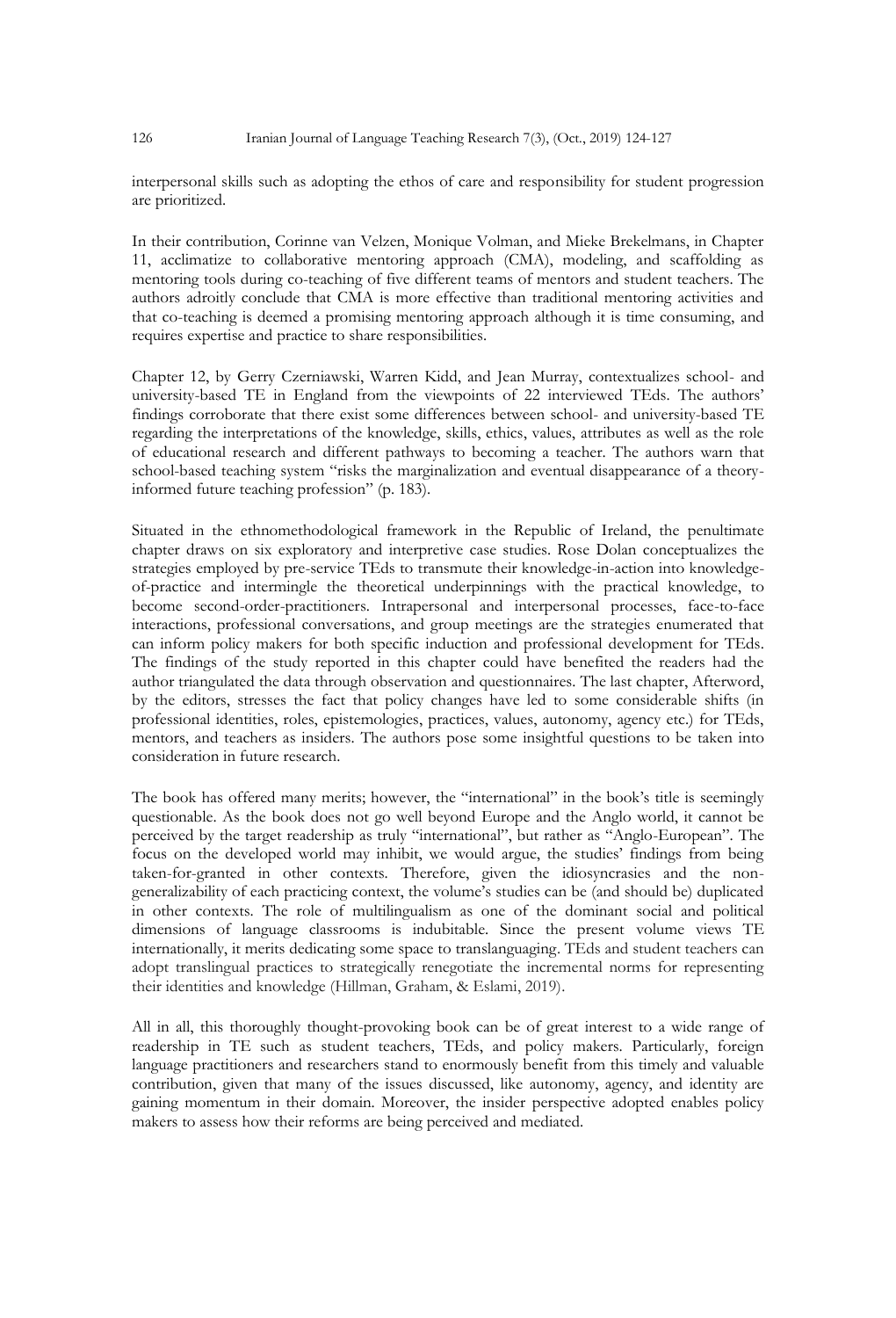interpersonal skills such as adopting the ethos of care and responsibility for student progression are prioritized.

In their contribution, Corinne van Velzen, Monique Volman, and Mieke Brekelmans, in Chapter 11, acclimatize to collaborative mentoring approach (CMA), modeling, and scaffolding as mentoring tools during co-teaching of five different teams of mentors and student teachers. The authors adroitly conclude that CMA is more effective than traditional mentoring activities and that co-teaching is deemed a promising mentoring approach although it is time consuming, and requires expertise and practice to share responsibilities.

Chapter 12, by Gerry Czerniawski, Warren Kidd, and Jean Murray, contextualizes school- and university-based TE in England from the viewpoints of 22 interviewed TEds. The authors' findings corroborate that there exist some differences between school- and university-based TE regarding the interpretations of the knowledge, skills, ethics, values, attributes as well as the role of educational research and different pathways to becoming a teacher. The authors warn that school-based teaching system "risks the marginalization and eventual disappearance of a theory-informed future teaching profession" (p. 183).

Situated in the ethnomethodological framework in the Republic of Ireland, the penultimate chapter draws on six exploratory and interpretive case studies. Rose Dolan conceptualizes the strategies employed by pre-service TEds to transmute their knowledge-in-action into knowledge-of-practice and intermingle the theoretical underpinnings with the practical knowledge, to become second-order-practitioners. Intrapersonal and interpersonal processes, face-to-face interactions, professional conversations, and group meetings are the strategies enumerated that can inform policy makers for both specific induction and professional development for TEds. The findings of the study reported in this chapter could have benefited the readers had the author triangulated the data through observation and questionnaires. The last chapter, Afterword, by the editors, stresses the fact that policy changes have led to some considerable shifts (in professional identities, roles, epistemologies, practices, values, autonomy, agency etc.) for TEds, mentors, and teachers as insiders. The authors pose some insightful questions to be taken into consideration in future research.

The book has offered many merits; however, the "international" in the book's title is seemingly questionable. As the book does not go well beyond Europe and the Anglo world, it cannot be perceived by the target readership as truly "international", but rather as "Anglo-European". The focus on the developed world may inhibit, we would argue, the studies' findings from being taken-for-granted in other contexts. Therefore, given the idiosyncrasies and the non-generalizability of each practicing context, the volume's studies can be (and should be) duplicated in other contexts. The role of multilingualism as one of the dominant social and political dimensions of language classrooms is indubitable. Since the present volume views TE internationally, it merits dedicating some space to translanguaging. TEds and student teachers can adopt translingual practices to strategically renegotiate the incremental norms for representing their identities and knowledge (Hillman, Graham, & Eslami, 2019).

All in all, this thoroughly thought-provoking book can be of great interest to a wide range of readership in TE such as student teachers, TEds, and policy makers. Particularly, foreign language practitioners and researchers stand to enormously benefit from this timely and valuable contribution, given that many of the issues discussed, like autonomy, agency, and identity are gaining momentum in their domain. Moreover, the insider perspective adopted enables policy makers to assess how their reforms are being perceived and mediated.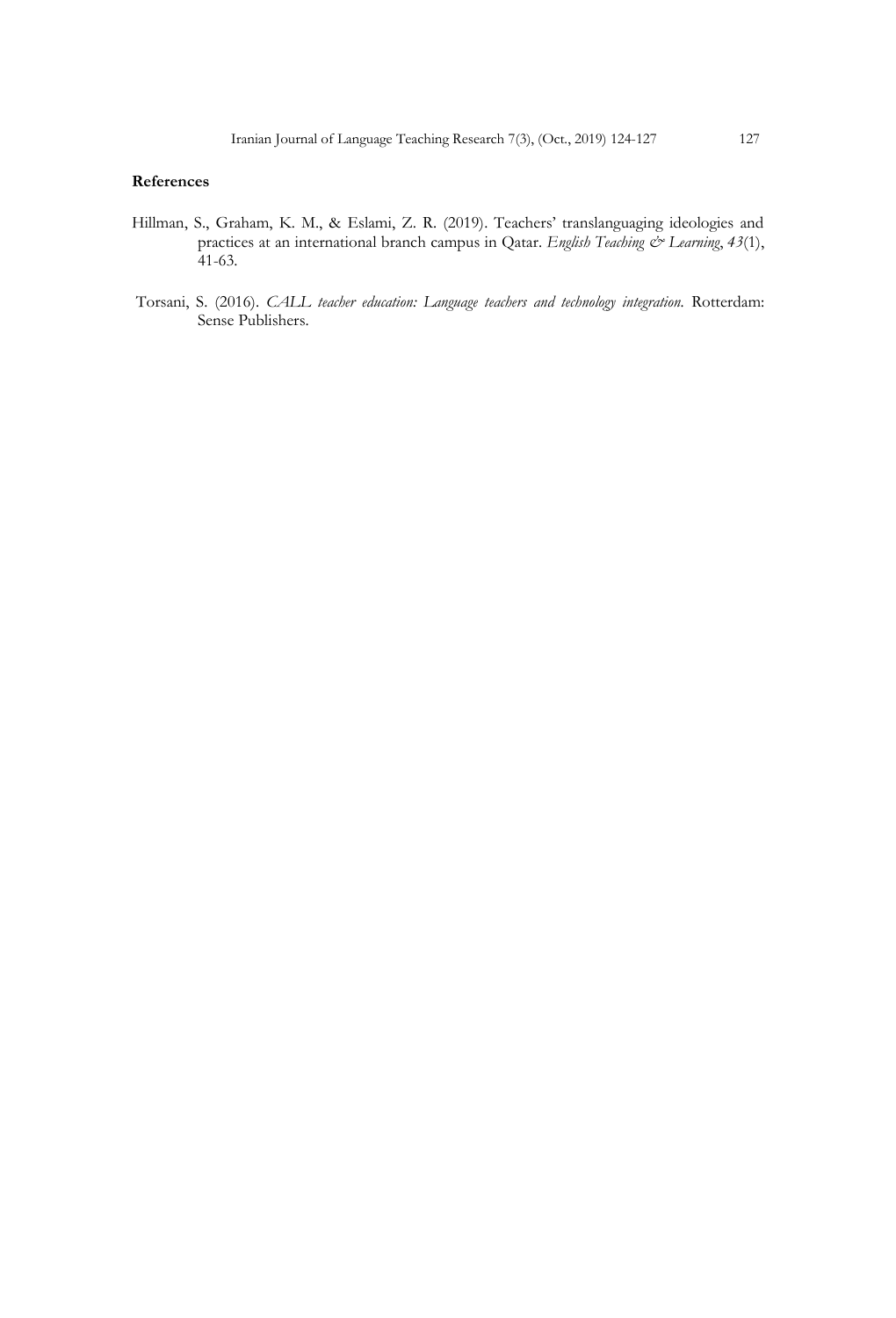**References**

Hillman, S., Graham, K. M., & Eslami, Z. R. (2019). Teachers' translanguaging ideologies and practices at an international branch campus in Qatar. *English Teaching & Learning*, *43*(1), 41-63.

Torsani, S. (2016). *CALL teacher education: Language teachers and technology integration.* Rotterdam: Sense Publishers.